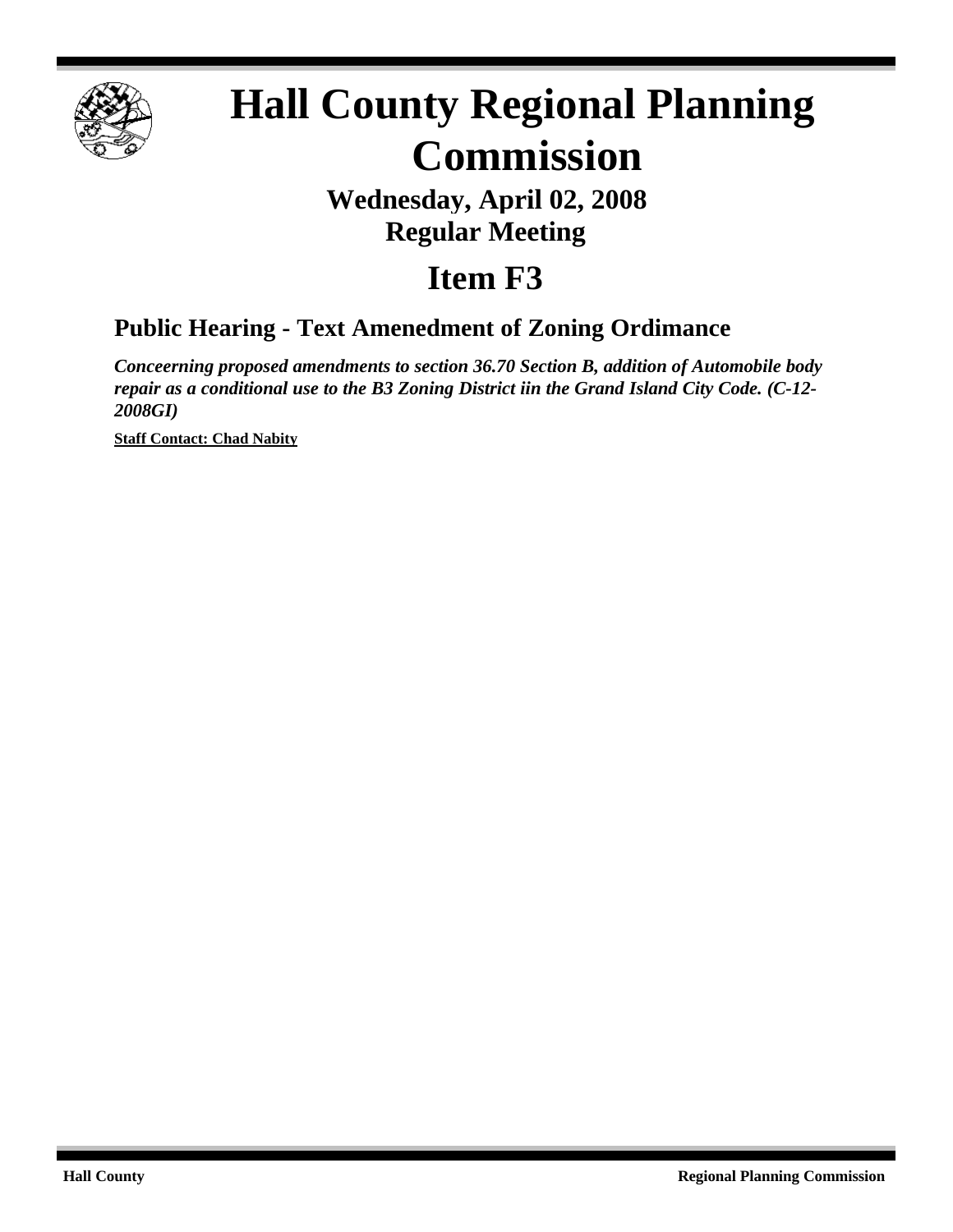# Hall County Regional Planning Commission

## Wednesday, April 02, 2008
## Regular Meeting

# Item F3

### Public Hearing - Text Amenedment of Zoning Ordimance

***Conceerning proposed amendments to section 36.70 Section B, addition of Automobile body repair as a conditional use to the B3 Zoning District iin the Grand Island City Code. (C-12-2008GI)***

**Staff Contact: Chad Nabity**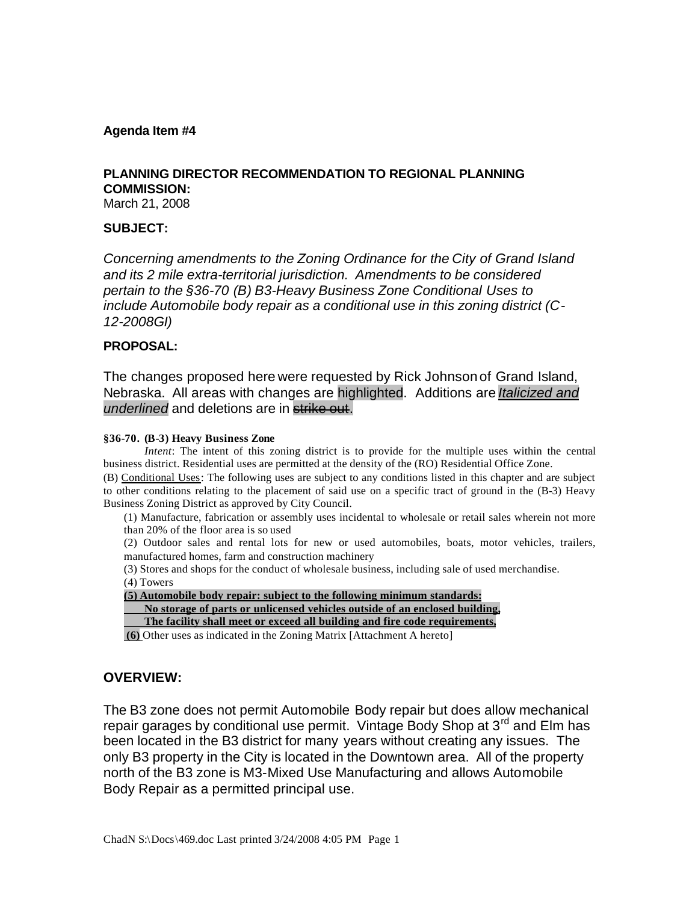**Agenda Item #4**

**PLANNING DIRECTOR RECOMMENDATION TO REGIONAL PLANNING COMMISSION:**
March 21, 2008

**SUBJECT:**

*Concerning amendments to the Zoning Ordinance for the City of Grand Island and its 2 mile extra-territorial jurisdiction. Amendments to be considered pertain to the §36-70 (B) B3-Heavy Business Zone Conditional Uses to include Automobile body repair as a conditional use in this zoning district (C-12-2008GI)*

**PROPOSAL:**

The changes proposed here were requested by Rick Johnson of Grand Island, Nebraska. All areas with changes are highlighted. Additions are *<u>Italicized and underlined</u>* and deletions are in ~~strike out~~.

**§36-70. (B-3) Heavy Business Zone**

*Intent*: The intent of this zoning district is to provide for the multiple uses within the central business district. Residential uses are permitted at the density of the (RO) Residential Office Zone.

(B) <u>Conditional Uses</u>: The following uses are subject to any conditions listed in this chapter and are subject to other conditions relating to the placement of said use on a specific tract of ground in the (B-3) Heavy Business Zoning District as approved by City Council.

(1) Manufacture, fabrication or assembly uses incidental to wholesale or retail sales wherein not more than 20% of the floor area is so used

(2) Outdoor sales and rental lots for new or used automobiles, boats, motor vehicles, trailers, manufactured homes, farm and construction machinery

(3) Stores and shops for the conduct of wholesale business, including sale of used merchandise.

(4) Towers

**<u>(5) Automobile body repair: subject to the following minimum standards:</u>**

**<u>No storage of parts or unlicensed vehicles outside of an enclosed building,</u>**

**<u>The facility shall meet or exceed all building and fire code requirements,</u>**

**<u>(6)</u>** Other uses as indicated in the Zoning Matrix [Attachment A hereto]

**OVERVIEW:**

The B3 zone does not permit Automobile Body repair but does allow mechanical repair garages by conditional use permit. Vintage Body Shop at 3rd and Elm has been located in the B3 district for many years without creating any issues. The only B3 property in the City is located in the Downtown area. All of the property north of the B3 zone is M3-Mixed Use Manufacturing and allows Automobile Body Repair as a permitted principal use.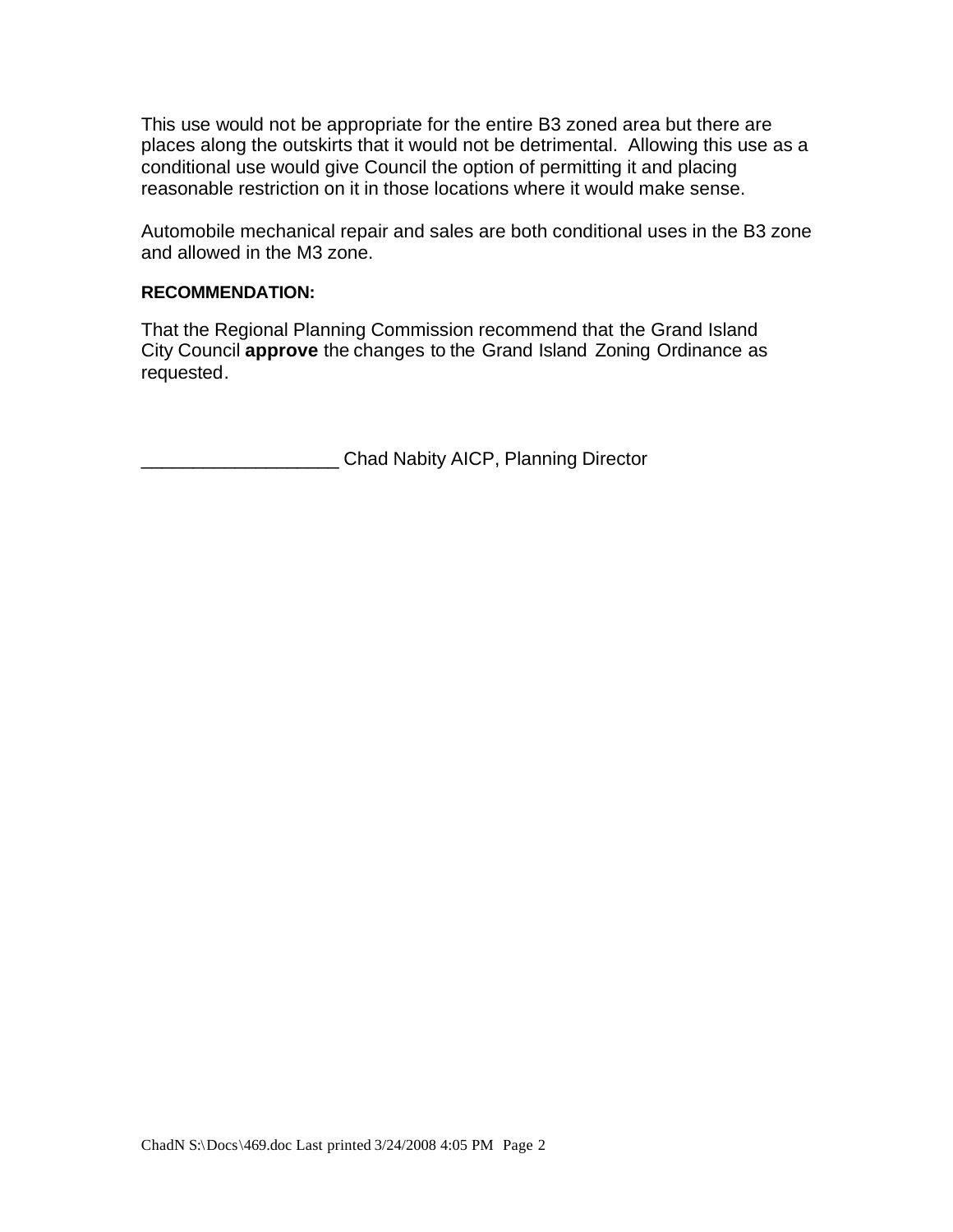This use would not be appropriate for the entire B3 zoned area but there are places along the outskirts that it would not be detrimental. Allowing this use as a conditional use would give Council the option of permitting it and placing reasonable restriction on it in those locations where it would make sense.

Automobile mechanical repair and sales are both conditional uses in the B3 zone and allowed in the M3 zone.

**RECOMMENDATION:**

That the Regional Planning Commission recommend that the Grand Island City Council **approve** the changes to the Grand Island Zoning Ordinance as requested.

___________________ Chad Nabity AICP, Planning Director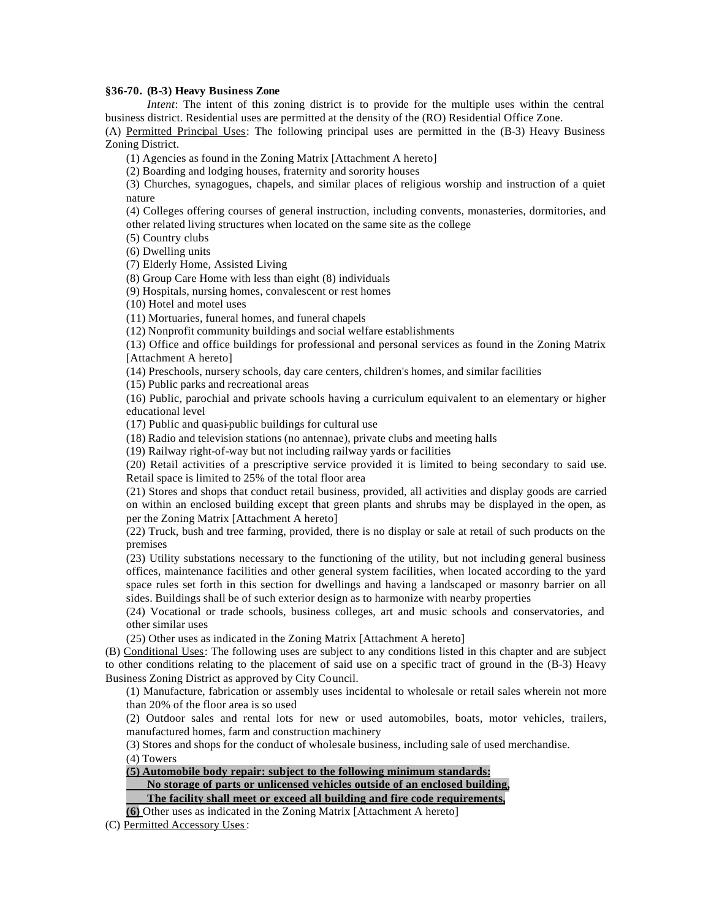**§36-70. (B-3) Heavy Business Zone**

*Intent*: The intent of this zoning district is to provide for the multiple uses within the central business district. Residential uses are permitted at the density of the (RO) Residential Office Zone.

(A) Permitted Principal Uses: The following principal uses are permitted in the (B-3) Heavy Business Zoning District.

(1) Agencies as found in the Zoning Matrix [Attachment A hereto]

(2) Boarding and lodging houses, fraternity and sorority houses

(3) Churches, synagogues, chapels, and similar places of religious worship and instruction of a quiet nature

(4) Colleges offering courses of general instruction, including convents, monasteries, dormitories, and other related living structures when located on the same site as the college

(5) Country clubs

(6) Dwelling units

(7) Elderly Home, Assisted Living

(8) Group Care Home with less than eight (8) individuals

(9) Hospitals, nursing homes, convalescent or rest homes

(10) Hotel and motel uses

(11) Mortuaries, funeral homes, and funeral chapels

(12) Nonprofit community buildings and social welfare establishments

(13) Office and office buildings for professional and personal services as found in the Zoning Matrix [Attachment A hereto]

(14) Preschools, nursery schools, day care centers, children's homes, and similar facilities

(15) Public parks and recreational areas

(16) Public, parochial and private schools having a curriculum equivalent to an elementary or higher educational level

(17) Public and quasi-public buildings for cultural use

(18) Radio and television stations (no antennae), private clubs and meeting halls

(19) Railway right-of-way but not including railway yards or facilities

(20) Retail activities of a prescriptive service provided it is limited to being secondary to said use. Retail space is limited to 25% of the total floor area

(21) Stores and shops that conduct retail business, provided, all activities and display goods are carried on within an enclosed building except that green plants and shrubs may be displayed in the open, as per the Zoning Matrix [Attachment A hereto]

(22) Truck, bush and tree farming, provided, there is no display or sale at retail of such products on the premises

(23) Utility substations necessary to the functioning of the utility, but not including general business offices, maintenance facilities and other general system facilities, when located according to the yard space rules set forth in this section for dwellings and having a landscaped or masonry barrier on all sides. Buildings shall be of such exterior design as to harmonize with nearby properties

(24) Vocational or trade schools, business colleges, art and music schools and conservatories, and other similar uses

(25) Other uses as indicated in the Zoning Matrix [Attachment A hereto]

(B) Conditional Uses: The following uses are subject to any conditions listed in this chapter and are subject to other conditions relating to the placement of said use on a specific tract of ground in the (B-3) Heavy Business Zoning District as approved by City Council.

(1) Manufacture, fabrication or assembly uses incidental to wholesale or retail sales wherein not more than 20% of the floor area is so used

(2) Outdoor sales and rental lots for new or used automobiles, boats, motor vehicles, trailers, manufactured homes, farm and construction machinery

(3) Stores and shops for the conduct of wholesale business, including sale of used merchandise.

(4) Towers

**(5) Automobile body repair: subject to the following minimum standards:**

**No storage of parts or unlicensed vehicles outside of an enclosed building,**

**The facility shall meet or exceed all building and fire code requirements,**

**(6)** Other uses as indicated in the Zoning Matrix [Attachment A hereto]

(C) Permitted Accessory Uses: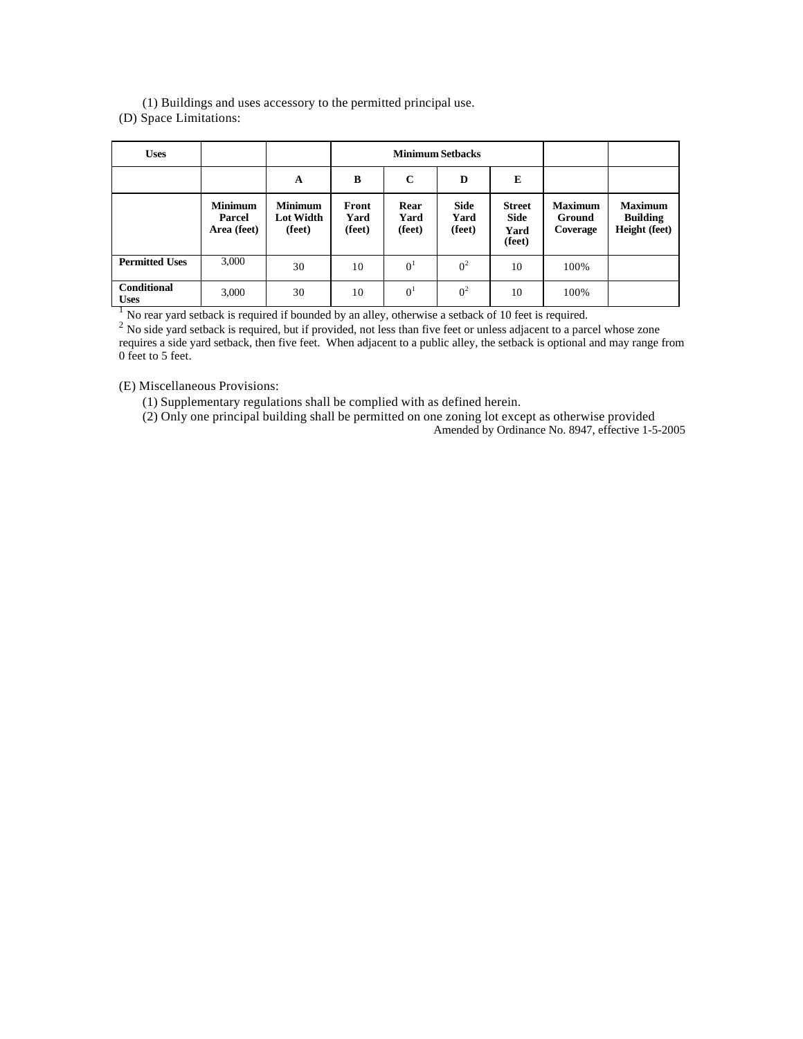(1) Buildings and uses accessory to the permitted principal use.

(D) Space Limitations:

| Uses | | | Minimum Setbacks | | | | | |
|---|---|---|---|---|---|---|---|---|
| | | A | B | C | D | E | | |
| | Minimum Parcel Area (feet) | Minimum Lot Width (feet) | Front Yard (feet) | Rear Yard (feet) | Side Yard (feet) | Street Side Yard (feet) | Maximum Ground Coverage | Maximum Building Height (feet) |
| Permitted Uses | 3,000 | 30 | 10 | 0[1] | 0[2] | 10 | 100% | |
| Conditional Uses | 3,000 | 30 | 10 | 0[1] | 0[2] | 10 | 100% | |

[1] No rear yard setback is required if bounded by an alley, otherwise a setback of 10 feet is required.

[2] No side yard setback is required, but if provided, not less than five feet or unless adjacent to a parcel whose zone requires a side yard setback, then five feet. When adjacent to a public alley, the setback is optional and may range from 0 feet to 5 feet.

(E) Miscellaneous Provisions:

(1) Supplementary regulations shall be complied with as defined herein.

(2) Only one principal building shall be permitted on one zoning lot except as otherwise provided

Amended by Ordinance No. 8947, effective 1-5-2005